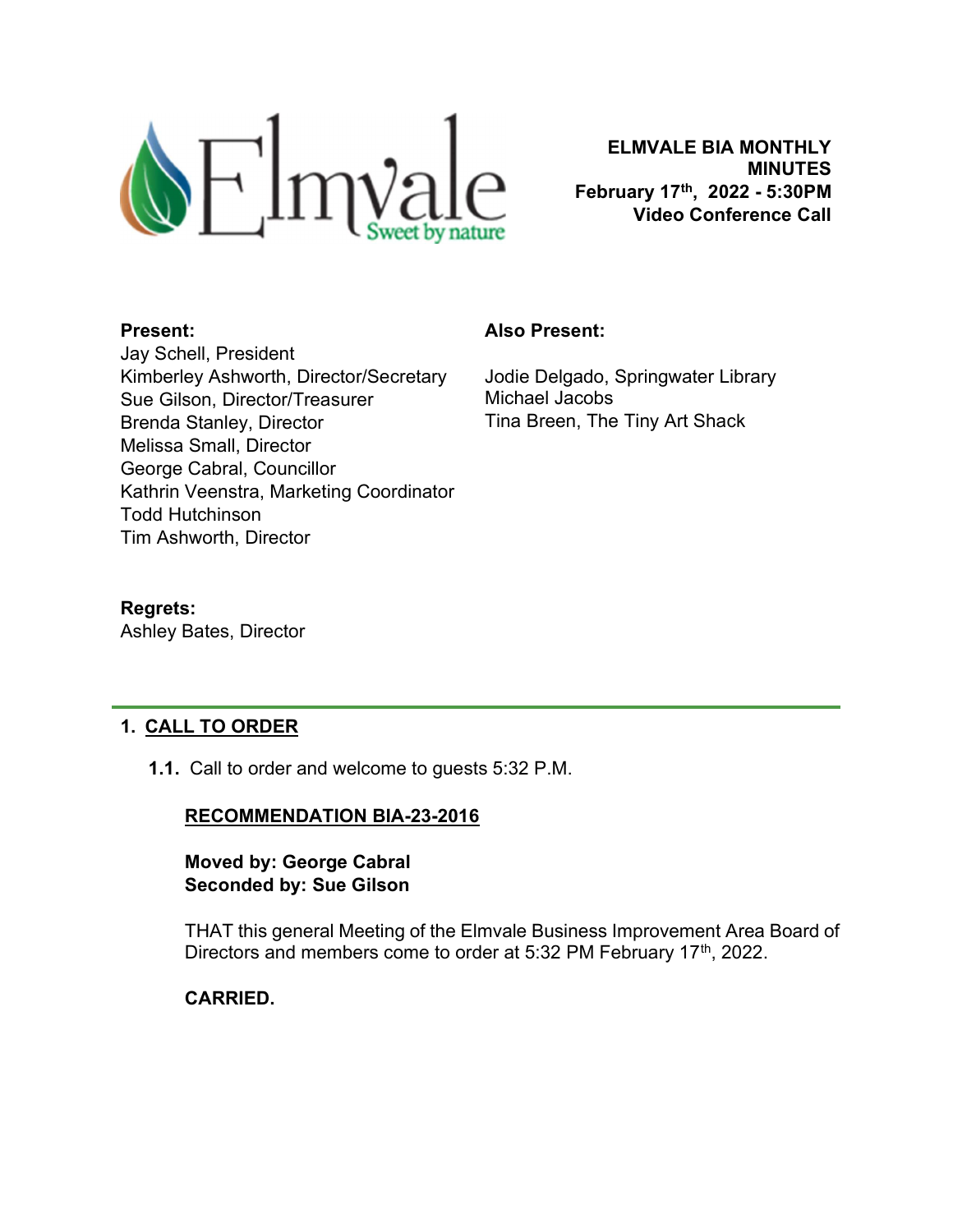Elmvale
Sweet by nature

**ELMVALE BIA MONTHLY MINUTES**
**February 17th, 2022 - 5:30PM**
**Video Conference Call**

**Present:**
Jay Schell, President
Kimberley Ashworth, Director/Secretary
Sue Gilson, Director/Treasurer
Brenda Stanley, Director
Melissa Small, Director
George Cabral, Councillor
Kathrin Veenstra, Marketing Coordinator
Todd Hutchinson
Tim Ashworth, Director

**Also Present:**

Jodie Delgado, Springwater Library
Michael Jacobs
Tina Breen, The Tiny Art Shack

**Regrets:**
Ashley Bates, Director

## 1. CALL TO ORDER

**1.1.** Call to order and welcome to guests 5:32 P.M.

**RECOMMENDATION BIA-23-2016**

**Moved by: George Cabral**
**Seconded by: Sue Gilson**

THAT this general Meeting of the Elmvale Business Improvement Area Board of Directors and members come to order at 5:32 PM February 17th, 2022.

**CARRIED.**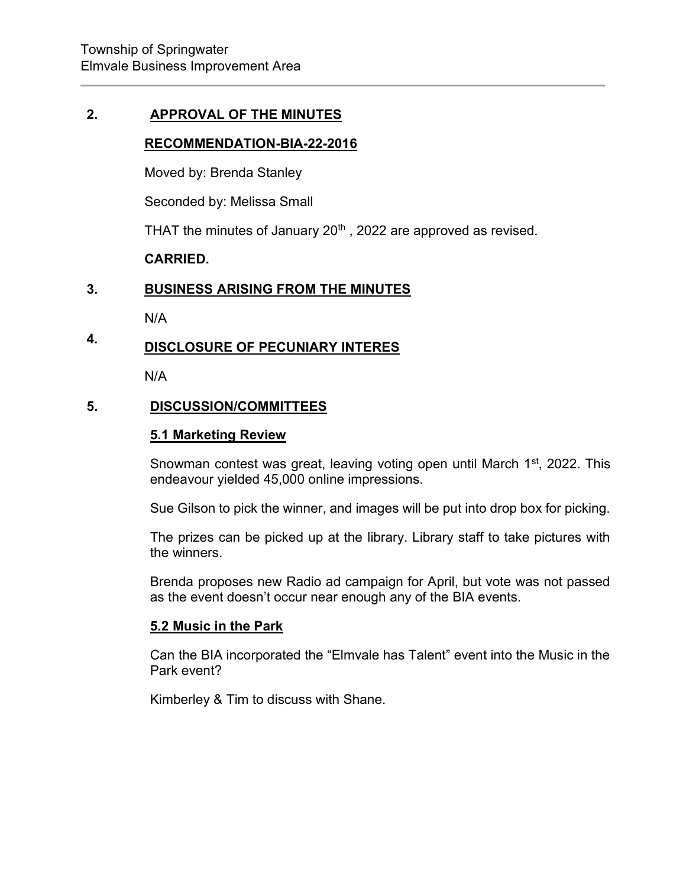## 2. APPROVAL OF THE MINUTES

**RECOMMENDATION-BIA-22-2016**

Moved by: Brenda Stanley

Seconded by: Melissa Small

THAT the minutes of January 20th , 2022 are approved as revised.

**CARRIED.**

## 3. BUSINESS ARISING FROM THE MINUTES

N/A

## 4. DISCLOSURE OF PECUNIARY INTERES

N/A

## 5. DISCUSSION/COMMITTEES

### 5.1 Marketing Review

Snowman contest was great, leaving voting open until March 1st, 2022. This endeavour yielded 45,000 online impressions.

Sue Gilson to pick the winner, and images will be put into drop box for picking.

The prizes can be picked up at the library. Library staff to take pictures with the winners.

Brenda proposes new Radio ad campaign for April, but vote was not passed as the event doesn't occur near enough any of the BIA events.

### 5.2 Music in the Park

Can the BIA incorporated the "Elmvale has Talent" event into the Music in the Park event?

Kimberley & Tim to discuss with Shane.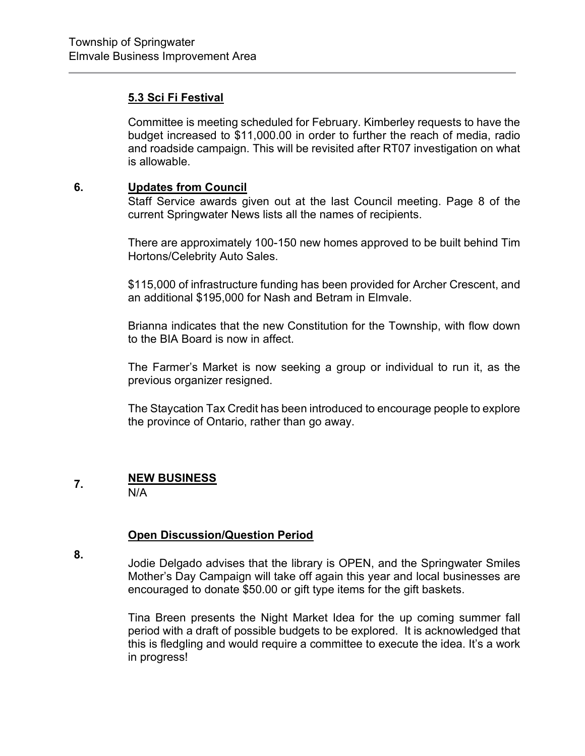### 5.3 Sci Fi Festival

Committee is meeting scheduled for February. Kimberley requests to have the budget increased to $11,000.00 in order to further the reach of media, radio and roadside campaign. This will be revisited after RT07 investigation on what is allowable.

## 6. Updates from Council

Staff Service awards given out at the last Council meeting. Page 8 of the current Springwater News lists all the names of recipients.

There are approximately 100-150 new homes approved to be built behind Tim Hortons/Celebrity Auto Sales.

$115,000 of infrastructure funding has been provided for Archer Crescent, and an additional $195,000 for Nash and Betram in Elmvale.

Brianna indicates that the new Constitution for the Township, with flow down to the BIA Board is now in affect.

The Farmer's Market is now seeking a group or individual to run it, as the previous organizer resigned.

The Staycation Tax Credit has been introduced to encourage people to explore the province of Ontario, rather than go away.

## 7. NEW BUSINESS

N/A

## 8. Open Discussion/Question Period

Jodie Delgado advises that the library is OPEN, and the Springwater Smiles Mother's Day Campaign will take off again this year and local businesses are encouraged to donate $50.00 or gift type items for the gift baskets.

Tina Breen presents the Night Market Idea for the up coming summer fall period with a draft of possible budgets to be explored. It is acknowledged that this is fledgling and would require a committee to execute the idea. It's a work in progress!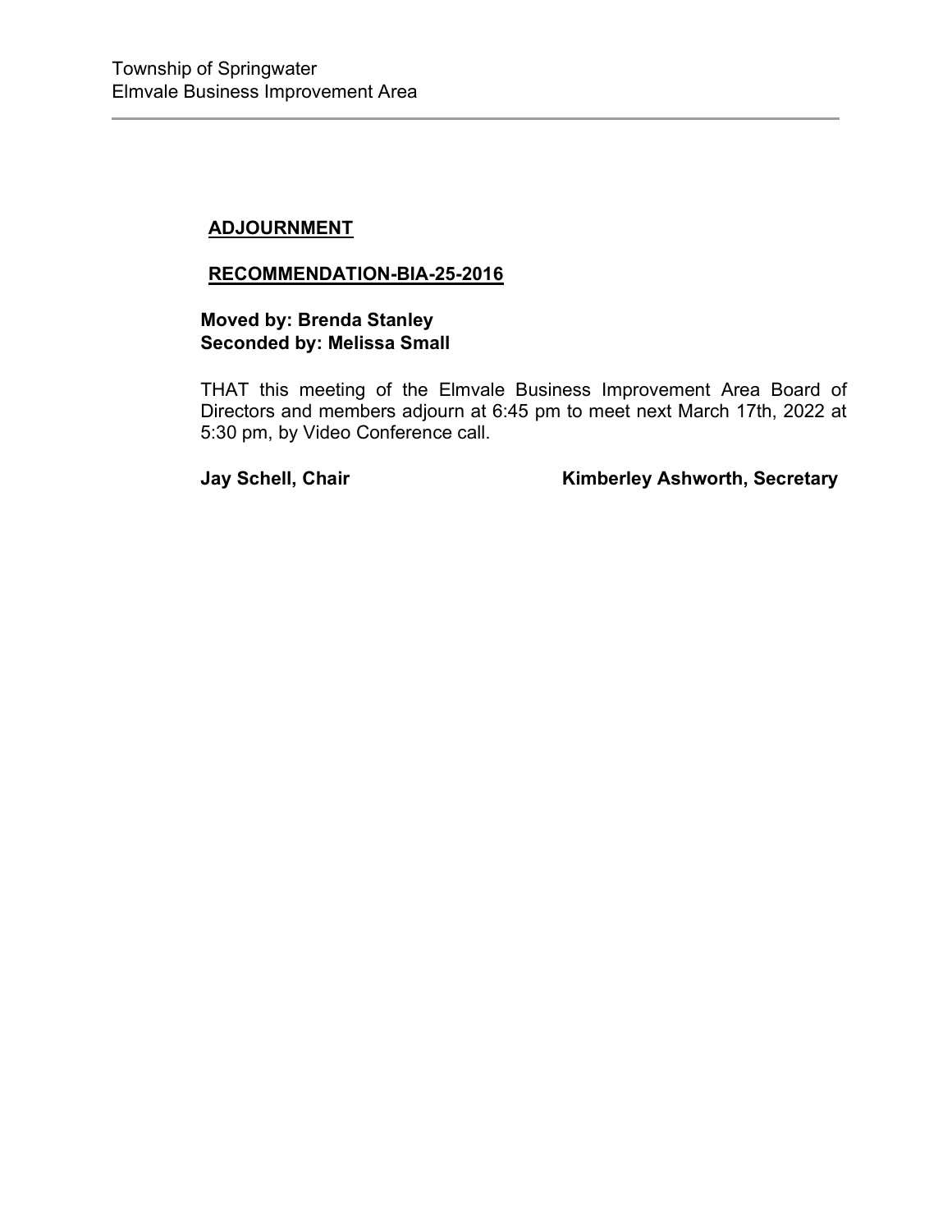## ADJOURNMENT

## RECOMMENDATION-BIA-25-2016

**Moved by: Brenda Stanley**
**Seconded by: Melissa Small**

THAT this meeting of the Elmvale Business Improvement Area Board of Directors and members adjourn at 6:45 pm to meet next March 17th, 2022 at 5:30 pm, by Video Conference call.

**Jay Schell, Chair** **Kimberley Ashworth, Secretary**